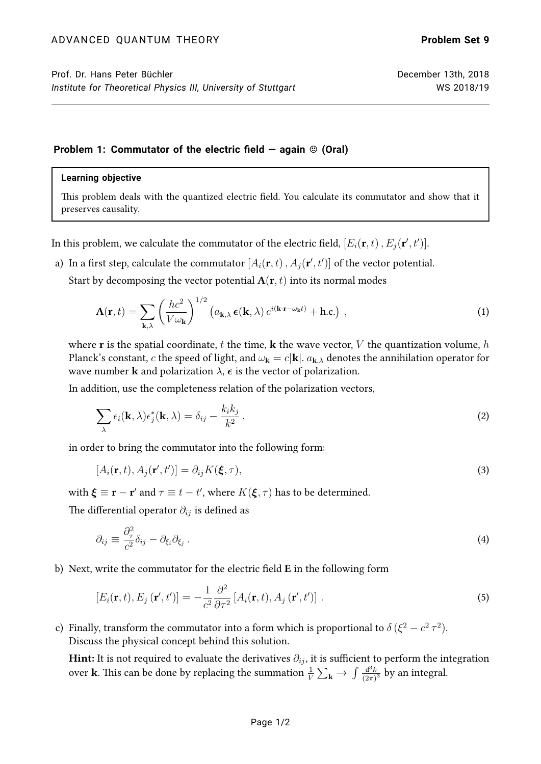ADVANCED QUANTUM THEORY **Problem Set 9**

Prof. Dr. Hans Peter Büchler — December 13th, 2018
*Institute for Theoretical Physics III, University of Stuttgart* — WS 2018/19

### Problem 1: Commutator of the electric field — again ☺ (Oral)

> **Learning objective**
>
> This problem deals with the quantized electric field. You calculate its commutator and show that it preserves causality.

In this problem, we calculate the commutator of the electric field, $[E_i(\mathbf{r}, t), E_j(\mathbf{r}', t')]$.

a) In a first step, calculate the commutator $[A_i(\mathbf{r}, t), A_j(\mathbf{r}', t')]$ of the vector potential.

Start by decomposing the vector potential $\mathbf{A}(\mathbf{r}, t)$ into its normal modes

$$\mathbf{A}(\mathbf{r}, t) = \sum_{\mathbf{k},\lambda} \left(\frac{hc^2}{V\omega_{\mathbf{k}}}\right)^{1/2} \left(a_{\mathbf{k},\lambda}\,\boldsymbol{\epsilon}(\mathbf{k}, \lambda)\,e^{i(\mathbf{k}\cdot\mathbf{r}-\omega_{\mathbf{k}}t)} + \text{h.c.}\right), \tag{1}$$

where $\mathbf{r}$ is the spatial coordinate, $t$ the time, $\mathbf{k}$ the wave vector, $V$ the quantization volume, $h$ Planck's constant, $c$ the speed of light, and $\omega_{\mathbf{k}} = c|\mathbf{k}|$. $a_{\mathbf{k},\lambda}$ denotes the annihilation operator for wave number $\mathbf{k}$ and polarization $\lambda$, $\boldsymbol{\epsilon}$ is the vector of polarization.

In addition, use the completeness relation of the polarization vectors,

$$\sum_{\lambda} \epsilon_i(\mathbf{k}, \lambda)\epsilon_j^*(\mathbf{k}, \lambda) = \delta_{ij} - \frac{k_i k_j}{k^2}, \tag{2}$$

in order to bring the commutator into the following form:

$$[A_i(\mathbf{r}, t), A_j(\mathbf{r}', t')] = \partial_{ij} K(\boldsymbol{\xi}, \tau), \tag{3}$$

with $\boldsymbol{\xi} \equiv \mathbf{r} - \mathbf{r}'$ and $\tau \equiv t - t'$, where $K(\boldsymbol{\xi}, \tau)$ has to be determined.

The differential operator $\partial_{ij}$ is defined as

$$\partial_{ij} \equiv \frac{\partial_\tau^2}{c^2}\delta_{ij} - \partial_{\xi_i}\partial_{\xi_j}. \tag{4}$$

b) Next, write the commutator for the electric field $\mathbf{E}$ in the following form

$$[E_i(\mathbf{r}, t), E_j(\mathbf{r}', t')] = -\frac{1}{c^2}\frac{\partial^2}{\partial\tau^2}[A_i(\mathbf{r}, t), A_j(\mathbf{r}', t')]. \tag{5}$$

c) Finally, transform the commutator into a form which is proportional to $\delta(\xi^2 - c^2\tau^2)$. Discuss the physical concept behind this solution.

**Hint:** It is not required to evaluate the derivatives $\partial_{ij}$, it is sufficient to perform the integration over $\mathbf{k}$. This can be done by replacing the summation $\frac{1}{V}\sum_{\mathbf{k}} \to \int \frac{\mathrm{d}^3k}{(2\pi)^3}$ by an integral.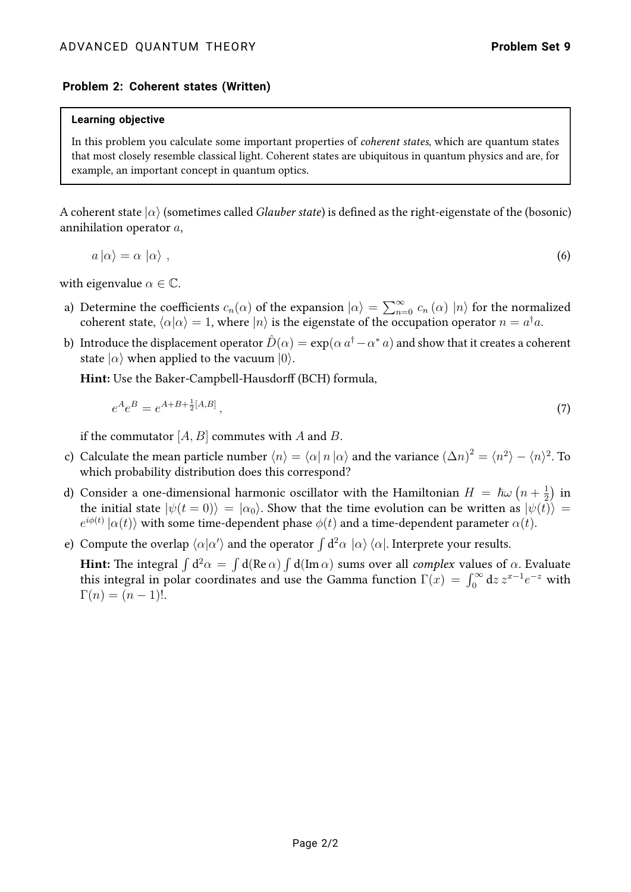### Problem 2: Coherent states (Written)

> **Learning objective**
>
> In this problem you calculate some important properties of *coherent states*, which are quantum states that most closely resemble classical light. Coherent states are ubiquitous in quantum physics and are, for example, an important concept in quantum optics.

A coherent state $|\alpha\rangle$ (sometimes called *Glauber state*) is defined as the right-eigenstate of the (bosonic) annihilation operator $a$,

$$a\,|\alpha\rangle = \alpha\,|\alpha\rangle\,, \tag{6}$$

with eigenvalue $\alpha \in \mathbb{C}$.

a) Determine the coefficients $c_n(\alpha)$ of the expansion $|\alpha\rangle = \sum_{n=0}^{\infty} c_n(\alpha)\,|n\rangle$ for the normalized coherent state, $\langle\alpha|\alpha\rangle = 1$, where $|n\rangle$ is the eigenstate of the occupation operator $n = a^\dagger a$.

b) Introduce the displacement operator $\hat{D}(\alpha) = \exp(\alpha\, a^\dagger - \alpha^*\, a)$ and show that it creates a coherent state $|\alpha\rangle$ when applied to the vacuum $|0\rangle$.

   **Hint:** Use the Baker-Campbell-Hausdorff (BCH) formula,

   $$e^A e^B = e^{A+B+\frac{1}{2}[A,B]}\,, \tag{7}$$

   if the commutator $[A,B]$ commutes with $A$ and $B$.

c) Calculate the mean particle number $\langle n\rangle = \langle\alpha|\,n\,|\alpha\rangle$ and the variance $(\Delta n)^2 = \langle n^2\rangle - \langle n\rangle^2$. To which probability distribution does this correspond?

d) Consider a one-dimensional harmonic oscillator with the Hamiltonian $H = \hbar\omega\left(n + \frac{1}{2}\right)$ in the initial state $|\psi(t=0)\rangle = |\alpha_0\rangle$. Show that the time evolution can be written as $|\psi(t)\rangle = e^{i\phi(t)}\,|\alpha(t)\rangle$ with some time-dependent phase $\phi(t)$ and a time-dependent parameter $\alpha(t)$.

e) Compute the overlap $\langle\alpha|\alpha'\rangle$ and the operator $\int \mathrm{d}^2\alpha\; |\alpha\rangle\,\langle\alpha|$. Interprete your results.

   **Hint:** The integral $\int \mathrm{d}^2\alpha = \int \mathrm{d}(\mathrm{Re}\,\alpha) \int \mathrm{d}(\mathrm{Im}\,\alpha)$ sums over all *complex* values of $\alpha$. Evaluate this integral in polar coordinates and use the Gamma function $\Gamma(x) = \int_0^\infty \mathrm{d}z\, z^{x-1} e^{-z}$ with $\Gamma(n) = (n-1)!$.